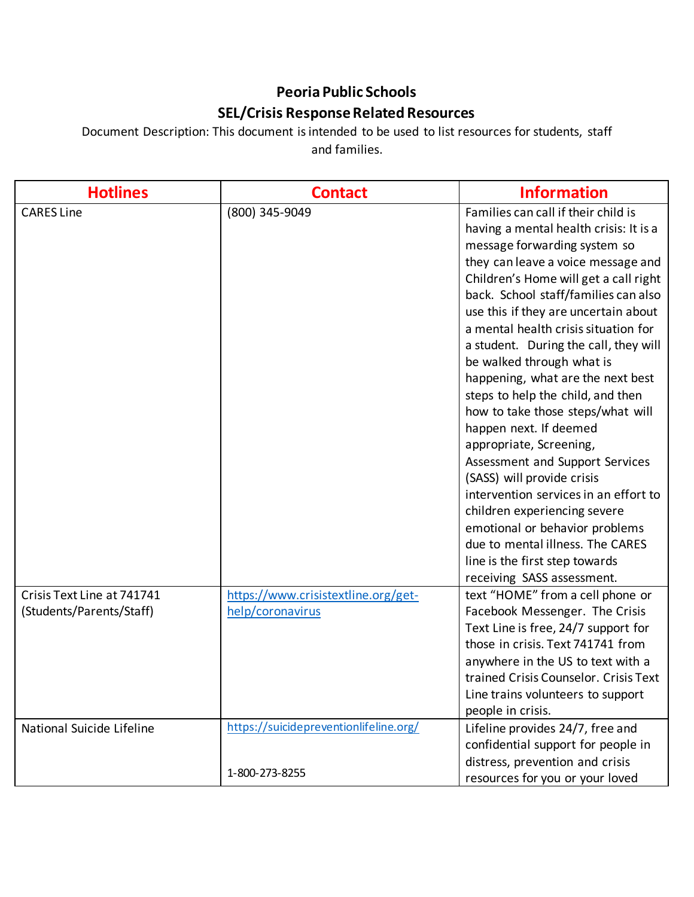# Peoria Public Schools

## SEL/Crisis Response Related Resources

Document Description: This document is intended to be used to list resources for students, staff and families.

| Hotlines | Contact | Information |
|---|---|---|
| CARES Line | (800) 345-9049 | Families can call if their child is having a mental health crisis: It is a message forwarding system so they can leave a voice message and Children's Home will get a call right back. School staff/families can also use this if they are uncertain about a mental health crisis situation for a student. During the call, they will be walked through what is happening, what are the next best steps to help the child, and then how to take those steps/what will happen next. If deemed appropriate, Screening, Assessment and Support Services (SASS) will provide crisis intervention services in an effort to children experiencing severe emotional or behavior problems due to mental illness. The CARES line is the first step towards receiving SASS assessment. |
| Crisis Text Line at 741741 (Students/Parents/Staff) | https://www.crisistextline.org/get-help/coronavirus | text "HOME" from a cell phone or Facebook Messenger. The Crisis Text Line is free, 24/7 support for those in crisis. Text 741741 from anywhere in the US to text with a trained Crisis Counselor. Crisis Text Line trains volunteers to support people in crisis. |
| National Suicide Lifeline | https://suicidepreventionlifeline.org/<br><br>1-800-273-8255 | Lifeline provides 24/7, free and confidential support for people in distress, prevention and crisis resources for you or your loved |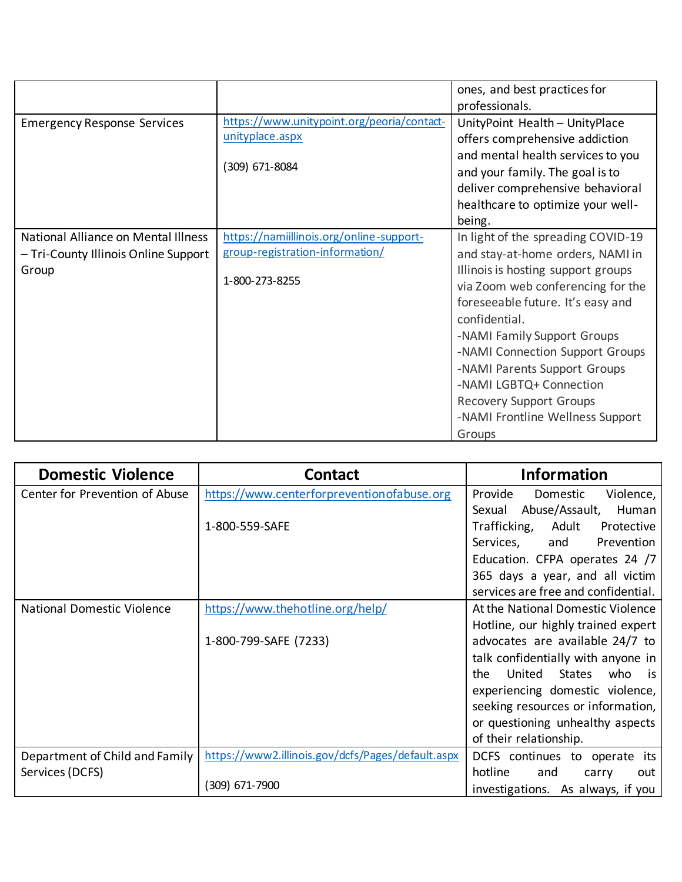| | | |
|---|---|---|
| | | ones, and best practices for professionals. |
| Emergency Response Services | https://www.unitypoint.org/peoria/contact-unityplace.aspx<br><br>(309) 671-8084 | UnityPoint Health – UnityPlace offers comprehensive addiction and mental health services to you and your family. The goal is to deliver comprehensive behavioral healthcare to optimize your well-being. |
| National Alliance on Mental Illness – Tri-County Illinois Online Support Group | https://namiillinois.org/online-support-group-registration-information/<br><br>1-800-273-8255 | In light of the spreading COVID-19 and stay-at-home orders, NAMI in Illinois is hosting support groups via Zoom web conferencing for the foreseeable future. It's easy and confidential.<br>-NAMI Family Support Groups<br>-NAMI Connection Support Groups<br>-NAMI Parents Support Groups<br>-NAMI LGBTQ+ Connection Recovery Support Groups<br>-NAMI Frontline Wellness Support Groups |

| Domestic Violence | Contact | Information |
|---|---|---|
| Center for Prevention of Abuse | https://www.centerforpreventionofabuse.org<br><br>1-800-559-SAFE | Provide Domestic Violence, Sexual Abuse/Assault, Human Trafficking, Adult Protective Services, and Prevention Education. CFPA operates 24 /7 365 days a year, and all victim services are free and confidential. |
| National Domestic Violence | https://www.thehotline.org/help/<br><br>1-800-799-SAFE (7233) | At the National Domestic Violence Hotline, our highly trained expert advocates are available 24/7 to talk confidentially with anyone in the United States who is experiencing domestic violence, seeking resources or information, or questioning unhealthy aspects of their relationship. |
| Department of Child and Family Services (DCFS) | https://www2.illinois.gov/dcfs/Pages/default.aspx<br><br>(309) 671-7900 | DCFS continues to operate its hotline and carry out investigations. As always, if you |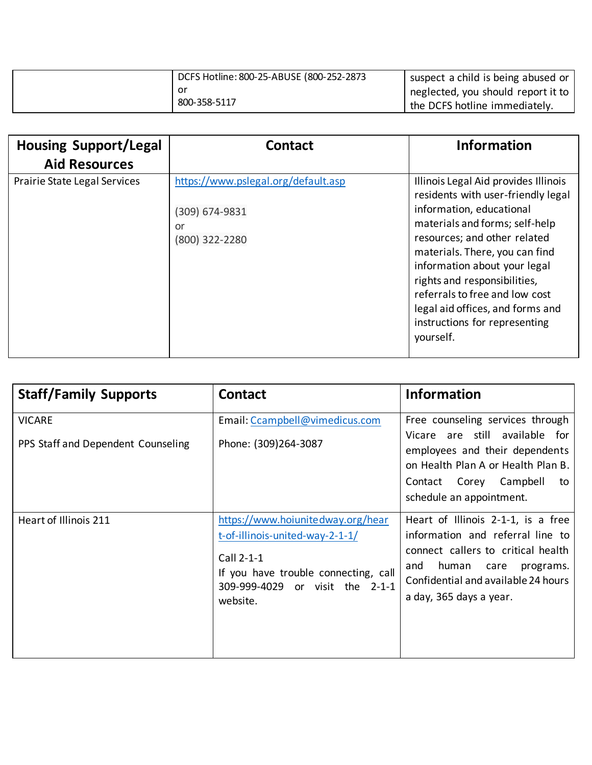|  | DCFS Hotline: 800-25-ABUSE (800-252-2873<br>or<br>800-358-5117 | suspect a child is being abused or neglected, you should report it to the DCFS hotline immediately. |
|---|---|---|

| Housing Support/Legal Aid Resources | Contact | Information |
|---|---|---|
| Prairie State Legal Services | https://www.pslegal.org/default.asp<br><br>(309) 674-9831<br>or<br>(800) 322-2280 | Illinois Legal Aid provides Illinois residents with user-friendly legal information, educational materials and forms; self-help resources; and other related materials. There, you can find information about your legal rights and responsibilities, referrals to free and low cost legal aid offices, and forms and instructions for representing yourself. |

| Staff/Family Supports | Contact | Information |
|---|---|---|
| VICARE<br><br>PPS Staff and Dependent Counseling | Email: Ccampbell@vimedicus.com<br><br>Phone: (309)264-3087 | Free counseling services through Vicare are still available for employees and their dependents on Health Plan A or Health Plan B. Contact Corey Campbell to schedule an appointment. |
| Heart of Illinois 211 | https://www.hoiunitedway.org/heart-of-illinois-united-way-2-1-1/<br><br>Call 2-1-1<br>If you have trouble connecting, call 309-999-4029 or visit the 2-1-1 website. | Heart of Illinois 2-1-1, is a free information and referral line to connect callers to critical health and human care programs. Confidential and available 24 hours a day, 365 days a year. |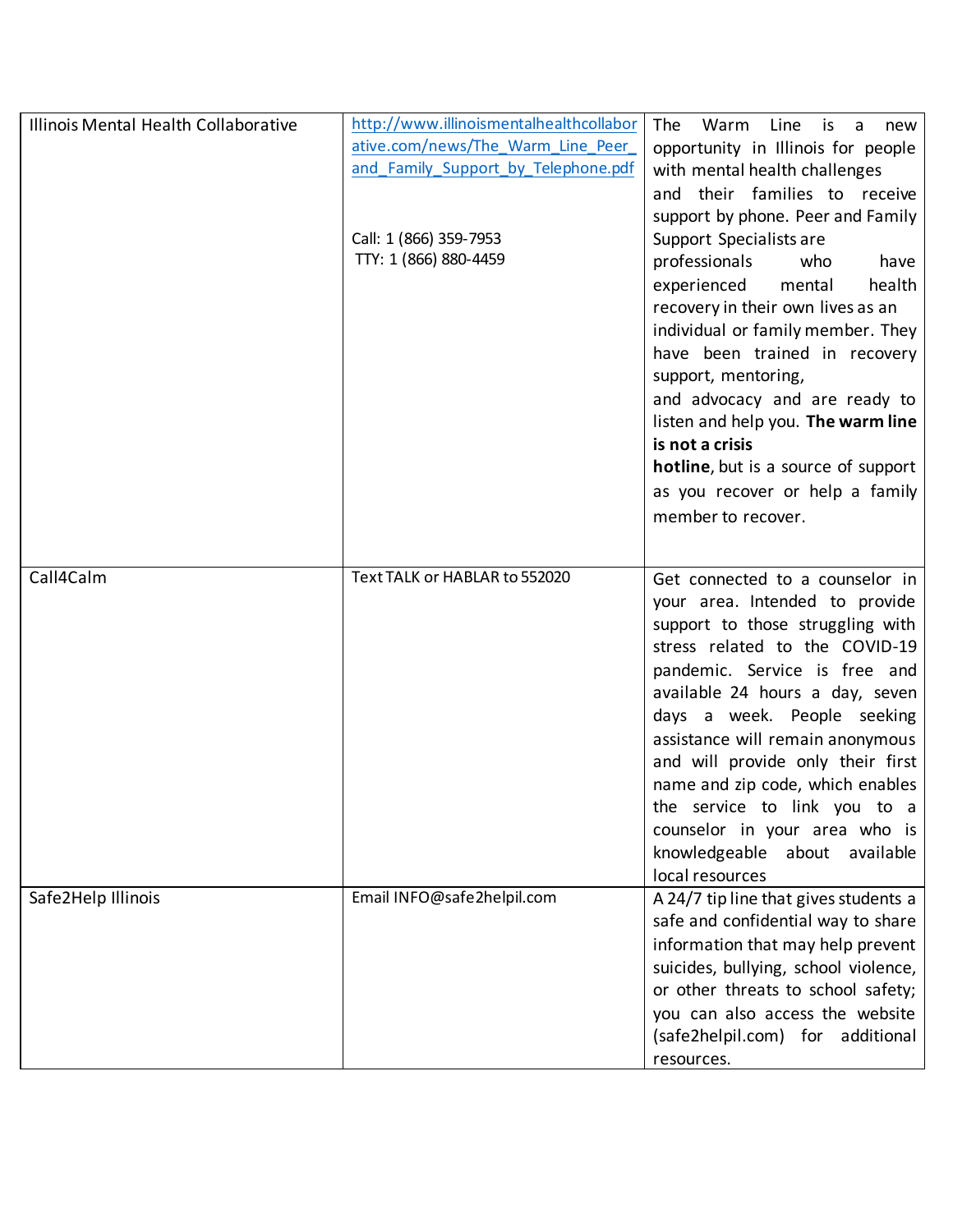| | | |
|---|---|---|
| Illinois Mental Health Collaborative | http://www.illinoismentalhealthcollaborative.com/news/The_Warm_Line_Peer_and_Family_Support_by_Telephone.pdf<br><br>Call: 1 (866) 359-7953<br>TTY: 1 (866) 880-4459 | The Warm Line is a new opportunity in Illinois for people with mental health challenges and their families to receive support by phone. Peer and Family Support Specialists are professionals who have experienced mental health recovery in their own lives as an individual or family member. They have been trained in recovery support, mentoring, and advocacy and are ready to listen and help you. **The warm line is not a crisis hotline**, but is a source of support as you recover or help a family member to recover. |
| Call4Calm | Text TALK or HABLAR to 552020 | Get connected to a counselor in your area. Intended to provide support to those struggling with stress related to the COVID-19 pandemic. Service is free and available 24 hours a day, seven days a week. People seeking assistance will remain anonymous and will provide only their first name and zip code, which enables the service to link you to a counselor in your area who is knowledgeable about available local resources |
| Safe2Help Illinois | Email INFO@safe2helpil.com | A 24/7 tip line that gives students a safe and confidential way to share information that may help prevent suicides, bullying, school violence, or other threats to school safety; you can also access the website (safe2helpil.com) for additional resources. |